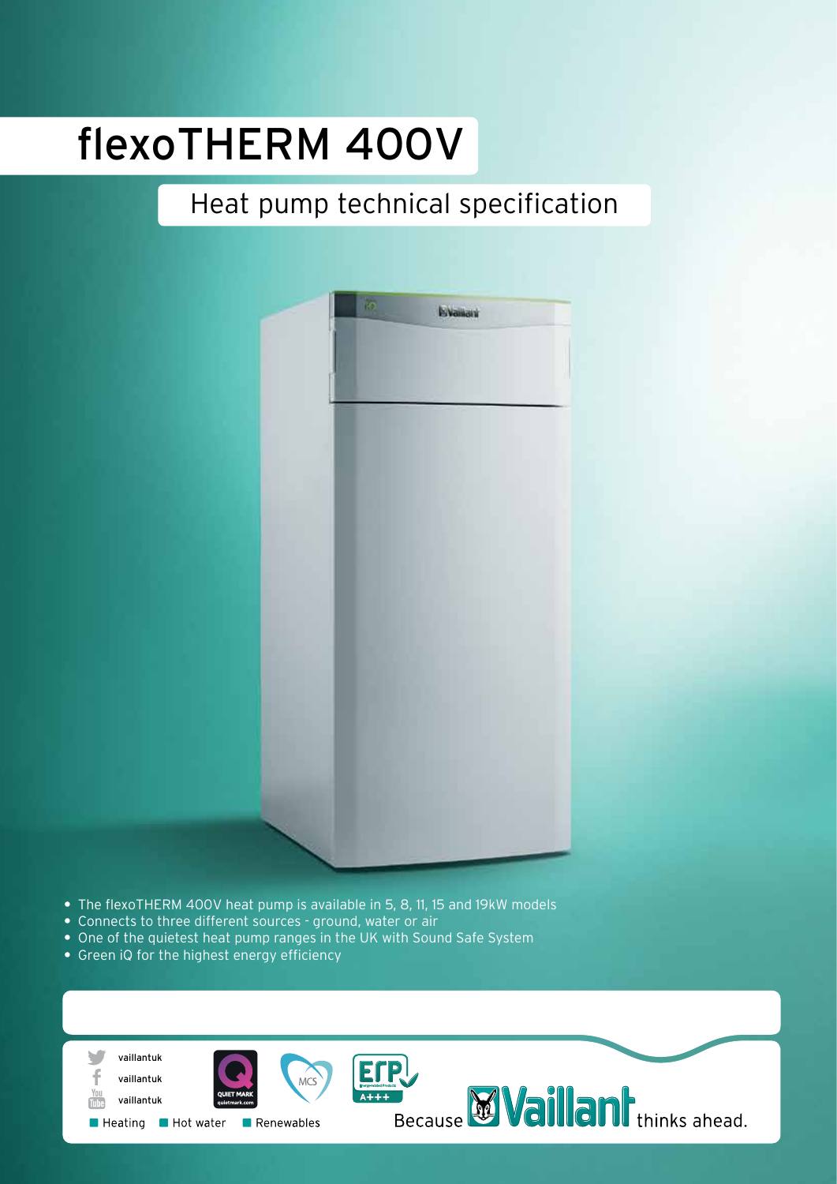# flexoTHERM 400V

## Heat pump technical specification

- The flexoTHERM 400V heat pump is available in 5, 8, 11, 15 and 19kW models
- Connects to three different sources - ground, water or air
- One of the quietest heat pump ranges in the UK with Sound Safe System
- Green iQ for the highest energy efficiency

vaillantuk

vaillantuk

vaillantuk

Heating · Hot water · Renewables

Because Vaillant thinks ahead.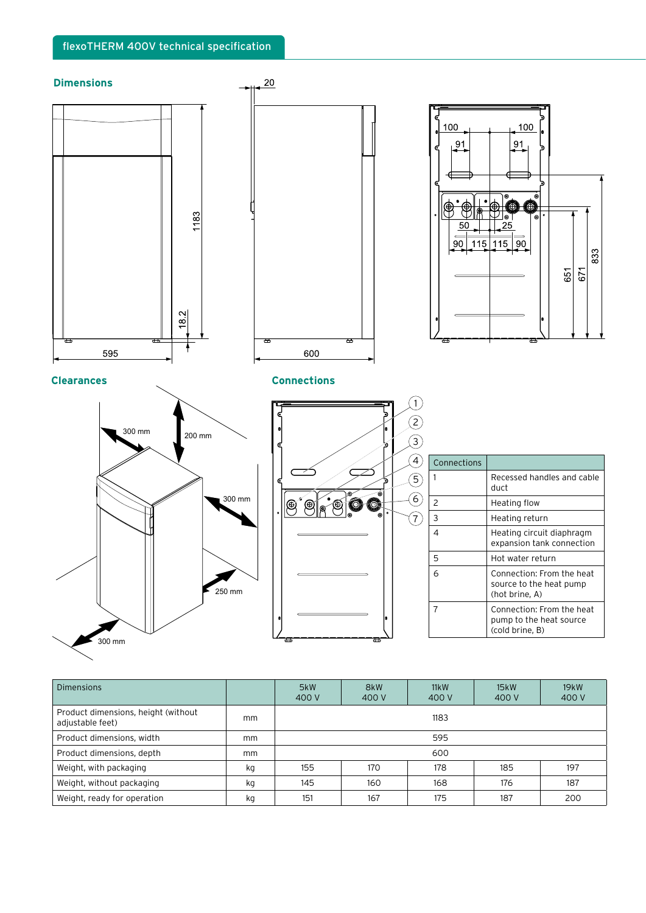# flexoTHERM 400V technical specification

## Dimensions

## Clearances

## Connections

| Connections | |
|---|---|
| 1 | Recessed handles and cable duct |
| 2 | Heating flow |
| 3 | Heating return |
| 4 | Heating circuit diaphragm expansion tank connection |
| 5 | Hot water return |
| 6 | Connection: From the heat source to the heat pump (hot brine, A) |
| 7 | Connection: From the heat pump to the heat source (cold brine, B) |

| Dimensions | | 5kW 400 V | 8kW 400 V | 11kW 400 V | 15kW 400 V | 19kW 400 V |
|---|---|---|---|---|---|---|
| Product dimensions, height (without adjustable feet) | mm | 1183 | | | | |
| Product dimensions, width | mm | 595 | | | | |
| Product dimensions, depth | mm | 600 | | | | |
| Weight, with packaging | kg | 155 | 170 | 178 | 185 | 197 |
| Weight, without packaging | kg | 145 | 160 | 168 | 176 | 187 |
| Weight, ready for operation | kg | 151 | 167 | 175 | 187 | 200 |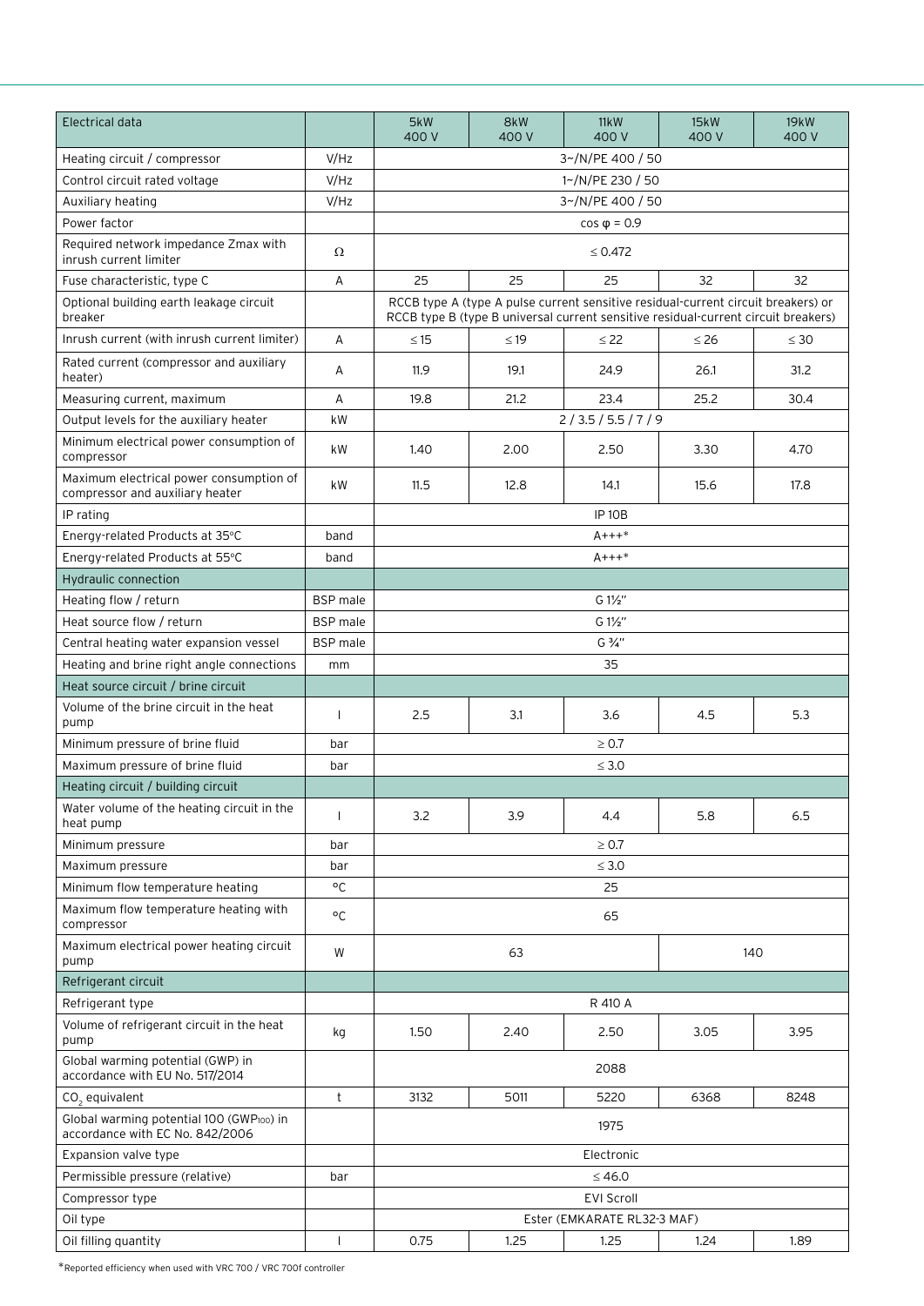| Electrical data | | 5kW 400 V | 8kW 400 V | 11kW 400 V | 15kW 400 V | 19kW 400 V |
|---|---|---|---|---|---|---|
| Heating circuit / compressor | V/Hz | 3~/N/PE 400 / 50 | | | | |
| Control circuit rated voltage | V/Hz | 1~/N/PE 230 / 50 | | | | |
| Auxiliary heating | V/Hz | 3~/N/PE 400 / 50 | | | | |
| Power factor | | cos φ = 0.9 | | | | |
| Required network impedance Zmax with inrush current limiter | Ω | ≤ 0.472 | | | | |
| Fuse characteristic, type C | A | 25 | 25 | 25 | 32 | 32 |
| Optional building earth leakage circuit breaker | | RCCB type A (type A pulse current sensitive residual-current circuit breakers) or RCCB type B (type B universal current sensitive residual-current circuit breakers) | | | | |
| Inrush current (with inrush current limiter) | A | ≤ 15 | ≤ 19 | ≤ 22 | ≤ 26 | ≤ 30 |
| Rated current (compressor and auxiliary heater) | A | 11.9 | 19.1 | 24.9 | 26.1 | 31.2 |
| Measuring current, maximum | A | 19.8 | 21.2 | 23.4 | 25.2 | 30.4 |
| Output levels for the auxiliary heater | kW | 2 / 3.5 / 5.5 / 7 / 9 | | | | |
| Minimum electrical power consumption of compressor | kW | 1.40 | 2.00 | 2.50 | 3.30 | 4.70 |
| Maximum electrical power consumption of compressor and auxiliary heater | kW | 11.5 | 12.8 | 14.1 | 15.6 | 17.8 |
| IP rating | | IP 10B | | | | |
| Energy-related Products at 35°C | band | A+++* | | | | |
| Energy-related Products at 55°C | band | A+++* | | | | |
| Hydraulic connection | | | | | | |
| Heating flow / return | BSP male | G 1½" | | | | |
| Heat source flow / return | BSP male | G 1½" | | | | |
| Central heating water expansion vessel | BSP male | G ¾" | | | | |
| Heating and brine right angle connections | mm | 35 | | | | |
| Heat source circuit / brine circuit | | | | | | |
| Volume of the brine circuit in the heat pump | l | 2.5 | 3.1 | 3.6 | 4.5 | 5.3 |
| Minimum pressure of brine fluid | bar | ≥ 0.7 | | | | |
| Maximum pressure of brine fluid | bar | ≤ 3.0 | | | | |
| Heating circuit / building circuit | | | | | | |
| Water volume of the heating circuit in the heat pump | l | 3.2 | 3.9 | 4.4 | 5.8 | 6.5 |
| Minimum pressure | bar | ≥ 0.7 | | | | |
| Maximum pressure | bar | ≤ 3.0 | | | | |
| Minimum flow temperature heating | °C | 25 | | | | |
| Maximum flow temperature heating with compressor | °C | 65 | | | | |
| Maximum electrical power heating circuit pump | W | 63 | | | 140 | |
| Refrigerant circuit | | | | | | |
| Refrigerant type | | R 410 A | | | | |
| Volume of refrigerant circuit in the heat pump | kg | 1.50 | 2.40 | 2.50 | 3.05 | 3.95 |
| Global warming potential (GWP) in accordance with EU No. 517/2014 | | 2088 | | | | |
| $CO_2$ equivalent | t | 3132 | 5011 | 5220 | 6368 | 8248 |
| Global warming potential 100 ($GWP_{100}$) in accordance with EC No. 842/2006 | | 1975 | | | | |
| Expansion valve type | | Electronic | | | | |
| Permissible pressure (relative) | bar | ≤ 46.0 | | | | |
| Compressor type | | EVI Scroll | | | | |
| Oil type | | Ester (EMKARATE RL32-3 MAF) | | | | |
| Oil filling quantity | l | 0.75 | 1.25 | 1.25 | 1.24 | 1.89 |

*Reported efficiency when used with VRC 700 / VRC 700f controller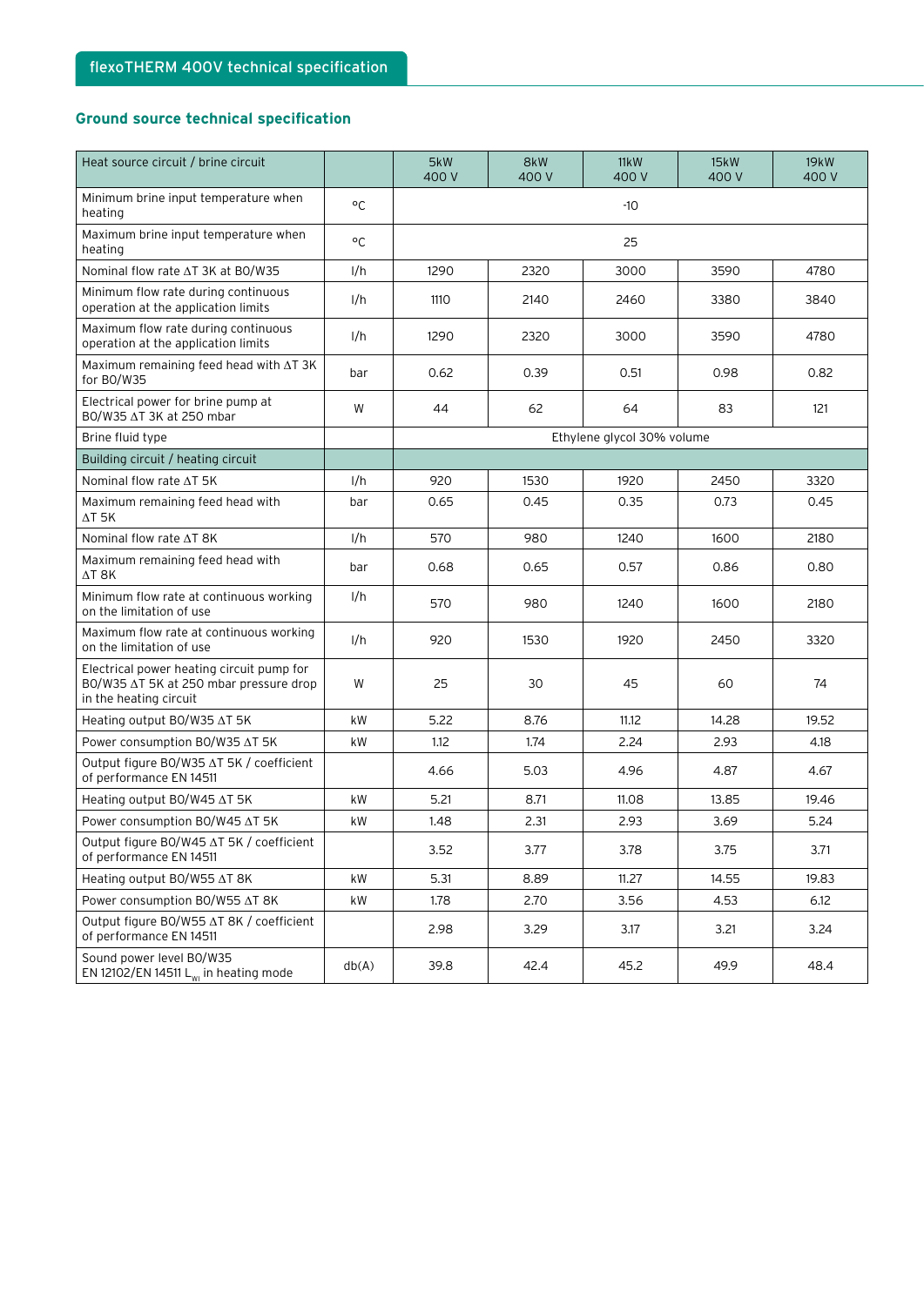## flexoTHERM 400V technical specification

### Ground source technical specification

| Heat source circuit / brine circuit | | 5kW 400 V | 8kW 400 V | 11kW 400 V | 15kW 400 V | 19kW 400 V |
|---|---|---|---|---|---|---|
| Minimum brine input temperature when heating | °C | -10 | | | | |
| Maximum brine input temperature when heating | °C | 25 | | | | |
| Nominal flow rate ΔT 3K at B0/W35 | l/h | 1290 | 2320 | 3000 | 3590 | 4780 |
| Minimum flow rate during continuous operation at the application limits | l/h | 1110 | 2140 | 2460 | 3380 | 3840 |
| Maximum flow rate during continuous operation at the application limits | l/h | 1290 | 2320 | 3000 | 3590 | 4780 |
| Maximum remaining feed head with ΔT 3K for B0/W35 | bar | 0.62 | 0.39 | 0.51 | 0.98 | 0.82 |
| Electrical power for brine pump at B0/W35 ΔT 3K at 250 mbar | W | 44 | 62 | 64 | 83 | 121 |
| Brine fluid type | | Ethylene glycol 30% volume | | | | |
| **Building circuit / heating circuit** | | | | | | |
| Nominal flow rate ΔT 5K | l/h | 920 | 1530 | 1920 | 2450 | 3320 |
| Maximum remaining feed head with ΔT 5K | bar | 0.65 | 0.45 | 0.35 | 0.73 | 0.45 |
| Nominal flow rate ΔT 8K | l/h | 570 | 980 | 1240 | 1600 | 2180 |
| Maximum remaining feed head with ΔT 8K | bar | 0.68 | 0.65 | 0.57 | 0.86 | 0.80 |
| Minimum flow rate at continuous working on the limitation of use | l/h | 570 | 980 | 1240 | 1600 | 2180 |
| Maximum flow rate at continuous working on the limitation of use | l/h | 920 | 1530 | 1920 | 2450 | 3320 |
| Electrical power heating circuit pump for B0/W35 ΔT 5K at 250 mbar pressure drop in the heating circuit | W | 25 | 30 | 45 | 60 | 74 |
| Heating output B0/W35 ΔT 5K | kW | 5.22 | 8.76 | 11.12 | 14.28 | 19.52 |
| Power consumption B0/W35 ΔT 5K | kW | 1.12 | 1.74 | 2.24 | 2.93 | 4.18 |
| Output figure B0/W35 ΔT 5K / coefficient of performance EN 14511 | | 4.66 | 5.03 | 4.96 | 4.87 | 4.67 |
| Heating output B0/W45 ΔT 5K | kW | 5.21 | 8.71 | 11.08 | 13.85 | 19.46 |
| Power consumption B0/W45 ΔT 5K | kW | 1.48 | 2.31 | 2.93 | 3.69 | 5.24 |
| Output figure B0/W45 ΔT 5K / coefficient of performance EN 14511 | | 3.52 | 3.77 | 3.78 | 3.75 | 3.71 |
| Heating output B0/W55 ΔT 8K | kW | 5.31 | 8.89 | 11.27 | 14.55 | 19.83 |
| Power consumption B0/W55 ΔT 8K | kW | 1.78 | 2.70 | 3.56 | 4.53 | 6.12 |
| Output figure B0/W55 ΔT 8K / coefficient of performance EN 14511 | | 2.98 | 3.29 | 3.17 | 3.21 | 3.24 |
| Sound power level B0/W35 EN 12102/EN 14511 $L_{WI}$ in heating mode | db(A) | 39.8 | 42.4 | 45.2 | 49.9 | 48.4 |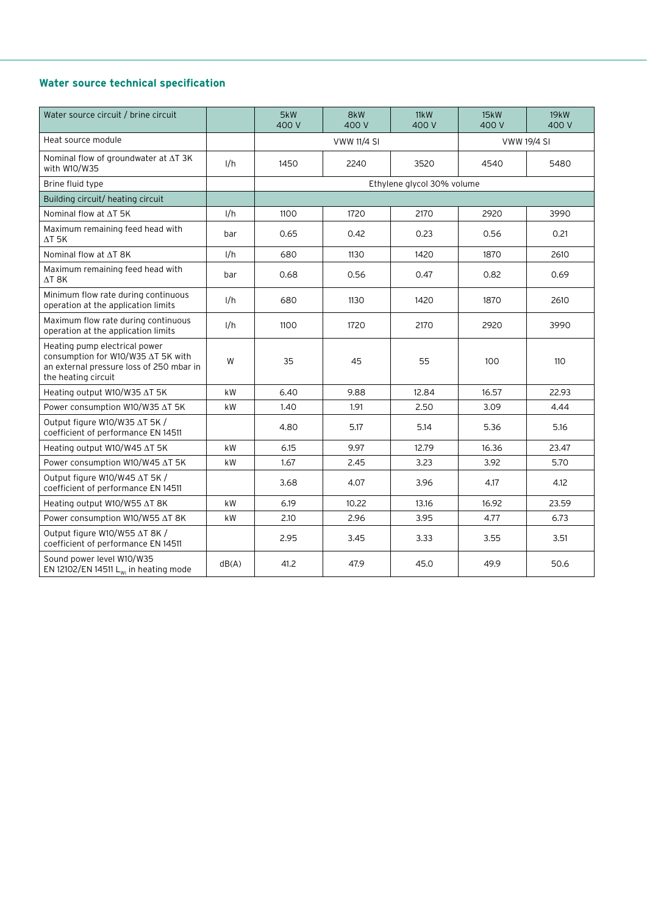## Water source technical specification

| Water source circuit / brine circuit | | 5kW 400 V | 8kW 400 V | 11kW 400 V | 15kW 400 V | 19kW 400 V |
|---|---|---|---|---|---|---|
| Heat source module | | VWW 11/4 SI | | | VWW 19/4 SI | |
| Nominal flow of groundwater at ΔT 3K with W10/W35 | l/h | 1450 | 2240 | 3520 | 4540 | 5480 |
| Brine fluid type | | Ethylene glycol 30% volume | | | | |
| Building circuit/ heating circuit | | | | | | |
| Nominal flow at ΔT 5K | l/h | 1100 | 1720 | 2170 | 2920 | 3990 |
| Maximum remaining feed head with ΔT 5K | bar | 0.65 | 0.42 | 0.23 | 0.56 | 0.21 |
| Nominal flow at ΔT 8K | l/h | 680 | 1130 | 1420 | 1870 | 2610 |
| Maximum remaining feed head with ΔT 8K | bar | 0.68 | 0.56 | 0.47 | 0.82 | 0.69 |
| Minimum flow rate during continuous operation at the application limits | l/h | 680 | 1130 | 1420 | 1870 | 2610 |
| Maximum flow rate during continuous operation at the application limits | l/h | 1100 | 1720 | 2170 | 2920 | 3990 |
| Heating pump electrical power consumption for W10/W35 ΔT 5K with an external pressure loss of 250 mbar in the heating circuit | W | 35 | 45 | 55 | 100 | 110 |
| Heating output W10/W35 ΔT 5K | kW | 6.40 | 9.88 | 12.84 | 16.57 | 22.93 |
| Power consumption W10/W35 ΔT 5K | kW | 1.40 | 1.91 | 2.50 | 3.09 | 4.44 |
| Output figure W10/W35 ΔT 5K / coefficient of performance EN 14511 | | 4.80 | 5.17 | 5.14 | 5.36 | 5.16 |
| Heating output W10/W45 ΔT 5K | kW | 6.15 | 9.97 | 12.79 | 16.36 | 23.47 |
| Power consumption W10/W45 ΔT 5K | kW | 1.67 | 2.45 | 3.23 | 3.92 | 5.70 |
| Output figure W10/W45 ΔT 5K / coefficient of performance EN 14511 | | 3.68 | 4.07 | 3.96 | 4.17 | 4.12 |
| Heating output W10/W55 ΔT 8K | kW | 6.19 | 10.22 | 13.16 | 16.92 | 23.59 |
| Power consumption W10/W55 ΔT 8K | kW | 2.10 | 2.96 | 3.95 | 4.77 | 6.73 |
| Output figure W10/W55 ΔT 8K / coefficient of performance EN 14511 | | 2.95 | 3.45 | 3.33 | 3.55 | 3.51 |
| Sound power level W10/W35 EN 12102/EN 14511 $L_{WI}$ in heating mode | dB(A) | 41.2 | 47.9 | 45.0 | 49.9 | 50.6 |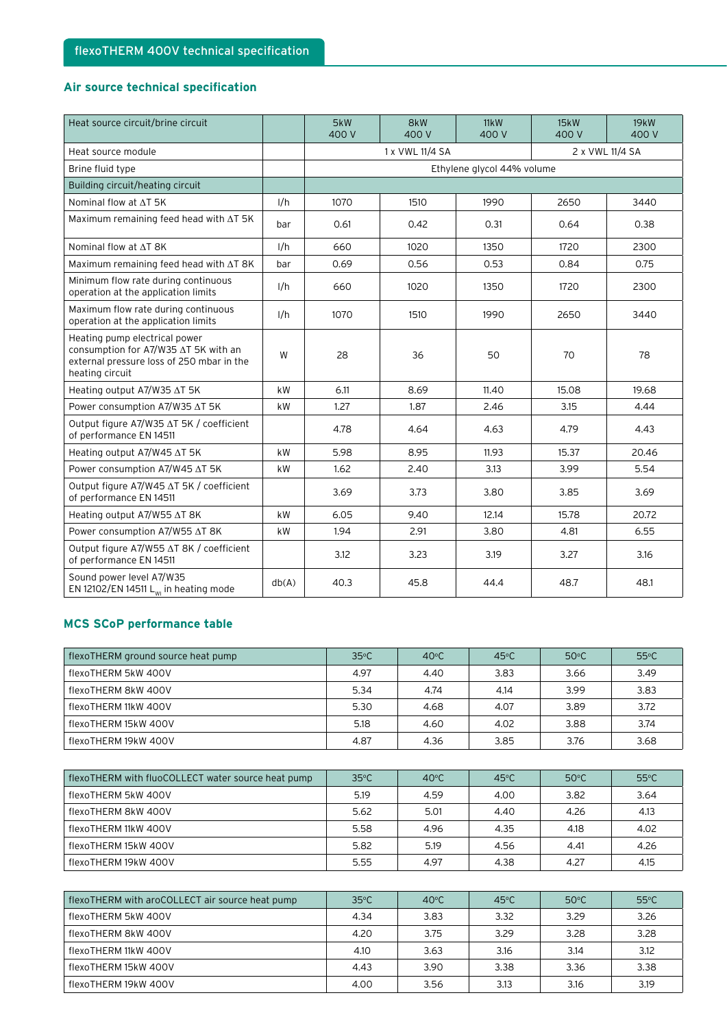## flexoTHERM 400V technical specification

### Air source technical specification

| Heat source circuit/brine circuit | | 5kW 400 V | 8kW 400 V | 11kW 400 V | 15kW 400 V | 19kW 400 V |
|---|---|---|---|---|---|---|
| Heat source module | | 1 x VWL 11/4 SA | | | 2 x VWL 11/4 SA | |
| Brine fluid type | | Ethylene glycol 44% volume | | | | |
| Building circuit/heating circuit | | | | | | |
| Nominal flow at ΔT 5K | l/h | 1070 | 1510 | 1990 | 2650 | 3440 |
| Maximum remaining feed head with ΔT 5K | bar | 0.61 | 0.42 | 0.31 | 0.64 | 0.38 |
| Nominal flow at ΔT 8K | l/h | 660 | 1020 | 1350 | 1720 | 2300 |
| Maximum remaining feed head with ΔT 8K | bar | 0.69 | 0.56 | 0.53 | 0.84 | 0.75 |
| Minimum flow rate during continuous operation at the application limits | l/h | 660 | 1020 | 1350 | 1720 | 2300 |
| Maximum flow rate during continuous operation at the application limits | l/h | 1070 | 1510 | 1990 | 2650 | 3440 |
| Heating pump electrical power consumption for A7/W35 ΔT 5K with an external pressure loss of 250 mbar in the heating circuit | W | 28 | 36 | 50 | 70 | 78 |
| Heating output A7/W35 ΔT 5K | kW | 6.11 | 8.69 | 11.40 | 15.08 | 19.68 |
| Power consumption A7/W35 ΔT 5K | kW | 1.27 | 1.87 | 2.46 | 3.15 | 4.44 |
| Output figure A7/W35 ΔT 5K / coefficient of performance EN 14511 | | 4.78 | 4.64 | 4.63 | 4.79 | 4.43 |
| Heating output A7/W45 ΔT 5K | kW | 5.98 | 8.95 | 11.93 | 15.37 | 20.46 |
| Power consumption A7/W45 ΔT 5K | kW | 1.62 | 2.40 | 3.13 | 3.99 | 5.54 |
| Output figure A7/W45 ΔT 5K / coefficient of performance EN 14511 | | 3.69 | 3.73 | 3.80 | 3.85 | 3.69 |
| Heating output A7/W55 ΔT 8K | kW | 6.05 | 9.40 | 12.14 | 15.78 | 20.72 |
| Power consumption A7/W55 ΔT 8K | kW | 1.94 | 2.91 | 3.80 | 4.81 | 6.55 |
| Output figure A7/W55 ΔT 8K / coefficient of performance EN 14511 | | 3.12 | 3.23 | 3.19 | 3.27 | 3.16 |
| Sound power level A7/W35 EN 12102/EN 14511 $L_{WI}$ in heating mode | db(A) | 40.3 | 45.8 | 44.4 | 48.7 | 48.1 |

### MCS SCoP performance table

| flexoTHERM ground source heat pump | 35°C | 40°C | 45°C | 50°C | 55°C |
|---|---|---|---|---|---|
| flexoTHERM 5kW 400V | 4.97 | 4.40 | 3.83 | 3.66 | 3.49 |
| flexoTHERM 8kW 400V | 5.34 | 4.74 | 4.14 | 3.99 | 3.83 |
| flexoTHERM 11kW 400V | 5.30 | 4.68 | 4.07 | 3.89 | 3.72 |
| flexoTHERM 15kW 400V | 5.18 | 4.60 | 4.02 | 3.88 | 3.74 |
| flexoTHERM 19kW 400V | 4.87 | 4.36 | 3.85 | 3.76 | 3.68 |

| flexoTHERM with fluoCOLLECT water source heat pump | 35°C | 40°C | 45°C | 50°C | 55°C |
|---|---|---|---|---|---|
| flexoTHERM 5kW 400V | 5.19 | 4.59 | 4.00 | 3.82 | 3.64 |
| flexoTHERM 8kW 400V | 5.62 | 5.01 | 4.40 | 4.26 | 4.13 |
| flexoTHERM 11kW 400V | 5.58 | 4.96 | 4.35 | 4.18 | 4.02 |
| flexoTHERM 15kW 400V | 5.82 | 5.19 | 4.56 | 4.41 | 4.26 |
| flexoTHERM 19kW 400V | 5.55 | 4.97 | 4.38 | 4.27 | 4.15 |

| flexoTHERM with aroCOLLECT air source heat pump | 35°C | 40°C | 45°C | 50°C | 55°C |
|---|---|---|---|---|---|
| flexoTHERM 5kW 400V | 4.34 | 3.83 | 3.32 | 3.29 | 3.26 |
| flexoTHERM 8kW 400V | 4.20 | 3.75 | 3.29 | 3.28 | 3.28 |
| flexoTHERM 11kW 400V | 4.10 | 3.63 | 3.16 | 3.14 | 3.12 |
| flexoTHERM 15kW 400V | 4.43 | 3.90 | 3.38 | 3.36 | 3.38 |
| flexoTHERM 19kW 400V | 4.00 | 3.56 | 3.13 | 3.16 | 3.19 |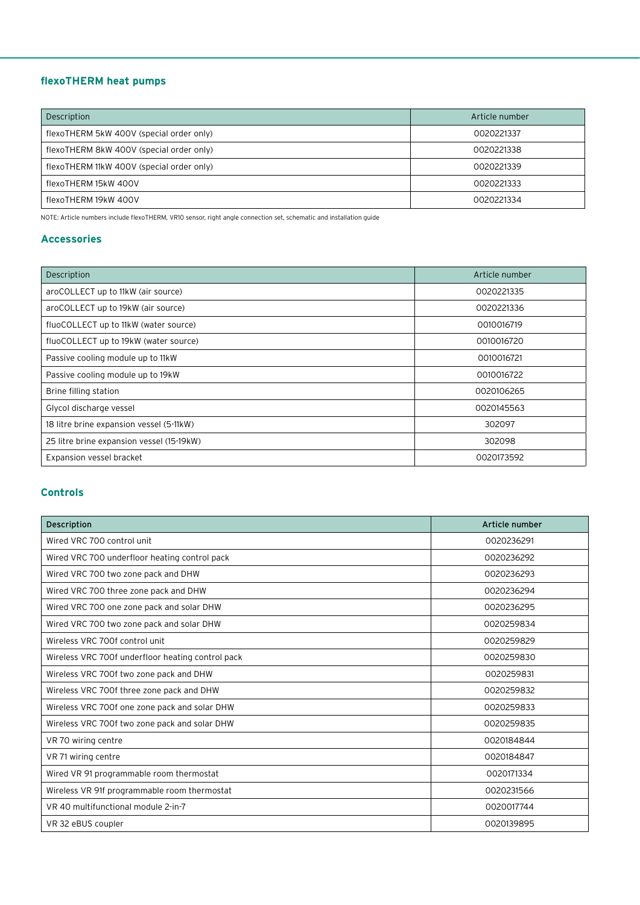## flexoTHERM heat pumps

| Description | Article number |
|---|---|
| flexoTHERM 5kW 400V (special order only) | 0020221337 |
| flexoTHERM 8kW 400V (special order only) | 0020221338 |
| flexoTHERM 11kW 400V (special order only) | 0020221339 |
| flexoTHERM 15kW 400V | 0020221333 |
| flexoTHERM 19kW 400V | 0020221334 |

NOTE: Article numbers include flexoTHERM, VR10 sensor, right angle connection set, schematic and installation guide

## Accessories

| Description | Article number |
|---|---|
| aroCOLLECT up to 11kW (air source) | 0020221335 |
| aroCOLLECT up to 19kW (air source) | 0020221336 |
| fluoCOLLECT up to 11kW (water source) | 0010016719 |
| fluoCOLLECT up to 19kW (water source) | 0010016720 |
| Passive cooling module up to 11kW | 0010016721 |
| Passive cooling module up to 19kW | 0010016722 |
| Brine filling station | 0020106265 |
| Glycol discharge vessel | 0020145563 |
| 18 litre brine expansion vessel (5-11kW) | 302097 |
| 25 litre brine expansion vessel (15-19kW) | 302098 |
| Expansion vessel bracket | 0020173592 |

## Controls

| Description | Article number |
|---|---|
| Wired VRC 700 control unit | 0020236291 |
| Wired VRC 700 underfloor heating control pack | 0020236292 |
| Wired VRC 700 two zone pack and DHW | 0020236293 |
| Wired VRC 700 three zone pack and DHW | 0020236294 |
| Wired VRC 700 one zone pack and solar DHW | 0020236295 |
| Wired VRC 700 two zone pack and solar DHW | 0020259834 |
| Wireless VRC 700f control unit | 0020259829 |
| Wireless VRC 700f underfloor heating control pack | 0020259830 |
| Wireless VRC 700f two zone pack and DHW | 0020259831 |
| Wireless VRC 700f three zone pack and DHW | 0020259832 |
| Wireless VRC 700f one zone pack and solar DHW | 0020259833 |
| Wireless VRC 700f two zone pack and solar DHW | 0020259835 |
| VR 70 wiring centre | 0020184844 |
| VR 71 wiring centre | 0020184847 |
| Wired VR 91 programmable room thermostat | 0020171334 |
| Wireless VR 91f programmable room thermostat | 0020231566 |
| VR 40 multifunctional module 2-in-7 | 0020017744 |
| VR 32 eBUS coupler | 0020139895 |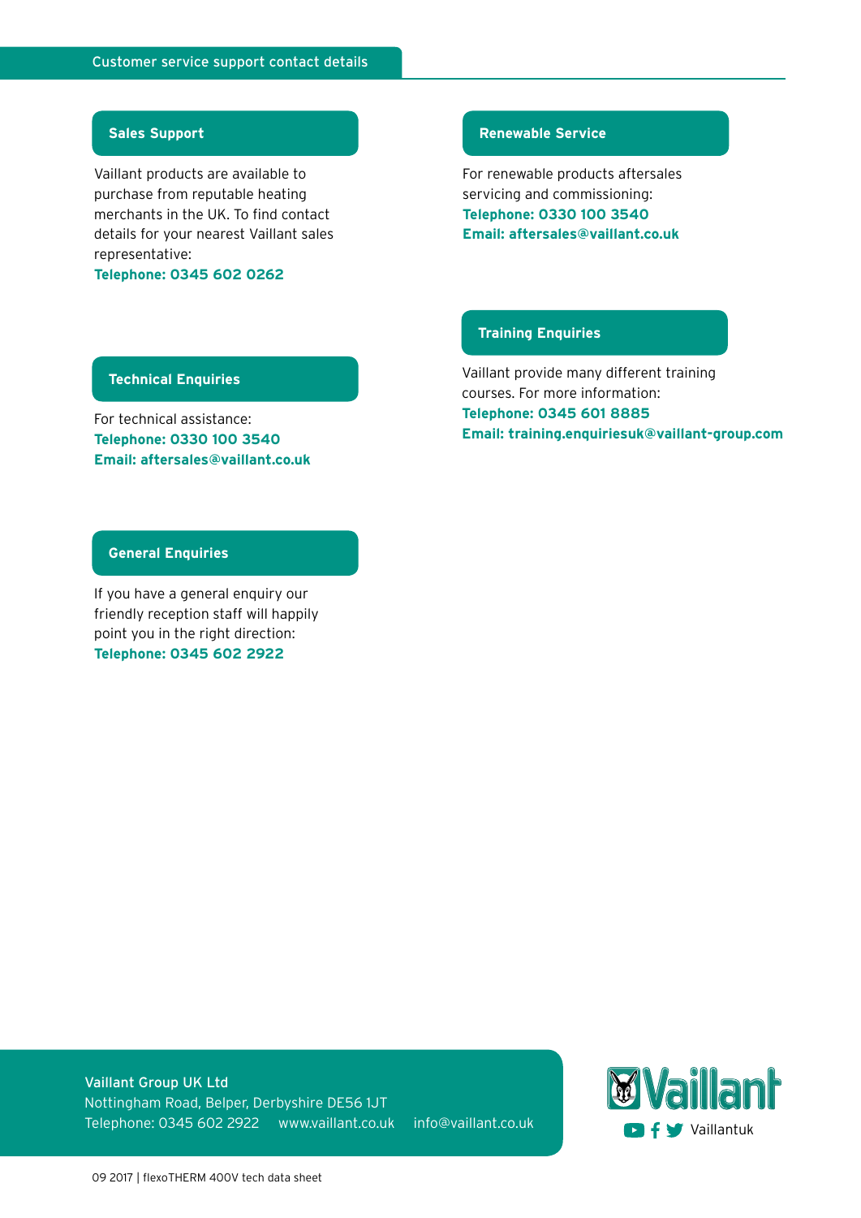## Customer service support contact details

### Sales Support

Vaillant products are available to purchase from reputable heating merchants in the UK. To find contact details for your nearest Vaillant sales representative:
**Telephone: 0345 602 0262**

### Technical Enquiries

For technical assistance:
**Telephone: 0330 100 3540**
**Email: aftersales@vaillant.co.uk**

### General Enquiries

If you have a general enquiry our friendly reception staff will happily point you in the right direction:
**Telephone: 0345 602 2922**

### Renewable Service

For renewable products aftersales servicing and commissioning:
**Telephone: 0330 100 3540**
**Email: aftersales@vaillant.co.uk**

### Training Enquiries

Vaillant provide many different training courses. For more information:
**Telephone: 0345 601 8885**
**Email: training.enquiriesuk@vaillant-group.com**

Vaillant Group UK Ltd
Nottingham Road, Belper, Derbyshire DE56 1JT
Telephone: 0345 602 2922 www.vaillant.co.uk info@vaillant.co.uk

Vaillant

Vaillantuk

09 2017 | flexoTHERM 400V tech data sheet